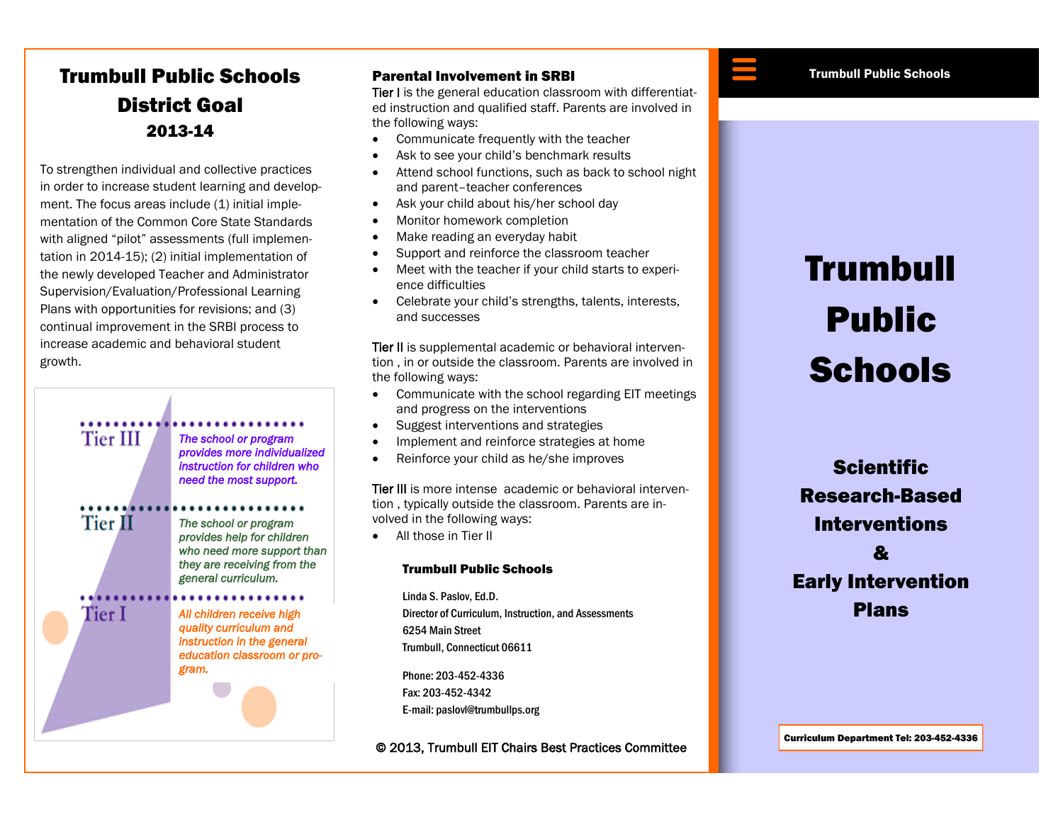# Trumbull Public Schools District Goal

## 2013-14

To strengthen individual and collective practices in order to increase student learning and development. The focus areas include (1) initial implementation of the Common Core State Standards with aligned "pilot" assessments (full implementation in 2014-15); (2) initial implementation of the newly developed Teacher and Administrator Supervision/Evaluation/Professional Learning Plans with opportunities for revisions; and (3) continual improvement in the SRBI process to increase academic and behavioral student growth.

**Tier III** — *The school or program provides more individualized instruction for children who need the most support.*

**Tier II** — *The school or program provides help for children who need more support than they are receiving from the general curriculum.*

**Tier I** — *All children receive high quality curriculum and instruction in the general education classroom or program.*

### Parental Involvement in SRBI

Tier I is the general education classroom with differentiated instruction and qualified staff. Parents are involved in the following ways:

- Communicate frequently with the teacher
- Ask to see your child's benchmark results
- Attend school functions, such as back to school night and parent–teacher conferences
- Ask your child about his/her school day
- Monitor homework completion
- Make reading an everyday habit
- Support and reinforce the classroom teacher
- Meet with the teacher if your child starts to experience difficulties
- Celebrate your child's strengths, talents, interests, and successes

Tier II is supplemental academic or behavioral intervention , in or outside the classroom. Parents are involved in the following ways:

- Communicate with the school regarding EIT meetings and progress on the interventions
- Suggest interventions and strategies
- Implement and reinforce strategies at home
- Reinforce your child as he/she improves

Tier III is more intense academic or behavioral intervention , typically outside the classroom. Parents are involved in the following ways:

- All those in Tier II

**Trumbull Public Schools**

Linda S. Paslov, Ed.D.
Director of Curriculum, Instruction, and Assessments
6254 Main Street
Trumbull, Connecticut 06611

Phone: 203-452-4336
Fax: 203-452-4342
E-mail: paslovl@trumbullps.org

© 2013, Trumbull EIT Chairs Best Practices Committee

Trumbull Public Schools

# Trumbull Public Schools

## Scientific Research-Based Interventions & Early Intervention Plans

**Curriculum Department Tel: 203-452-4336**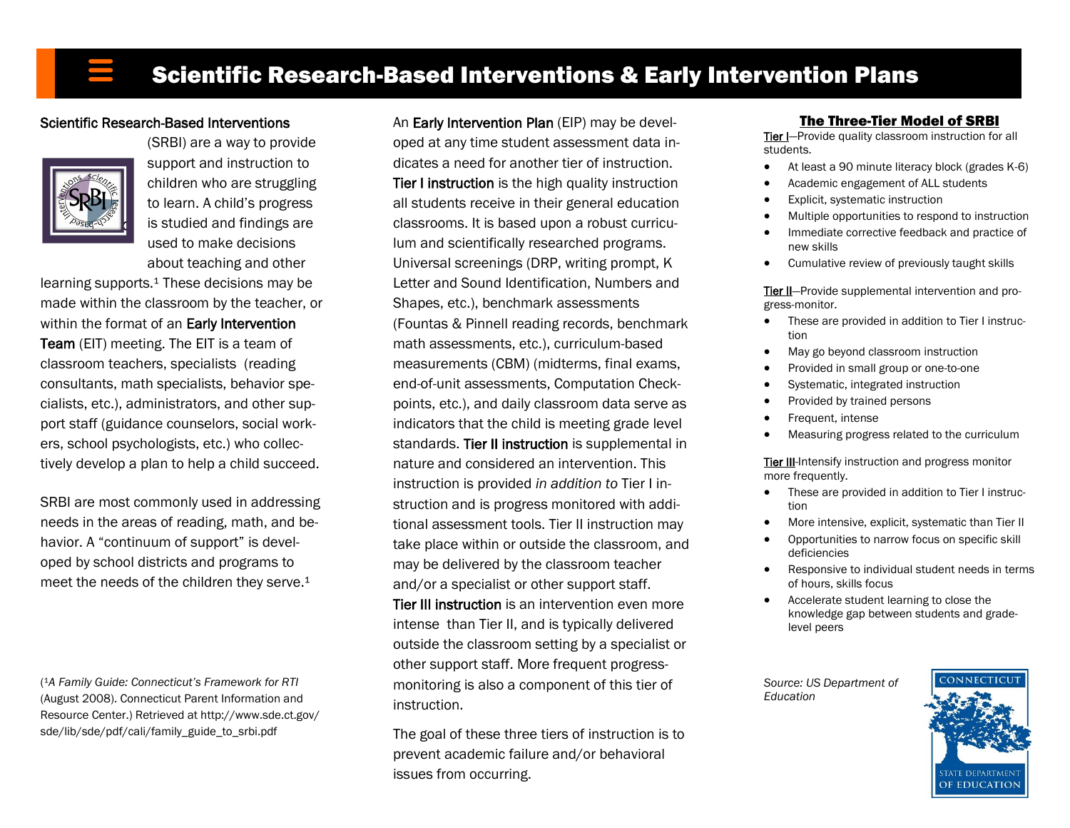# Scientific Research-Based Interventions & Early Intervention Plans

**Scientific Research-Based Interventions** (SRBI) are a way to provide support and instruction to children who are struggling to learn. A child's progress is studied and findings are used to make decisions about teaching and other learning supports.[1] These decisions may be made within the classroom by the teacher, or within the format of an **Early Intervention Team** (EIT) meeting. The EIT is a team of classroom teachers, specialists (reading consultants, math specialists, behavior specialists, etc.), administrators, and other support staff (guidance counselors, social workers, school psychologists, etc.) who collectively develop a plan to help a child succeed.

SRBI are most commonly used in addressing needs in the areas of reading, math, and behavior. A "continuum of support" is developed by school districts and programs to meet the needs of the children they serve.[1]

([1]*A Family Guide: Connecticut's Framework for RTI* (August 2008). Connecticut Parent Information and Resource Center.) Retrieved at http://www.sde.ct.gov/sde/lib/sde/pdf/cali/family_guide_to_srbi.pdf

An **Early Intervention Plan** (EIP) may be developed at any time student assessment data indicates a need for another tier of instruction. **Tier I instruction** is the high quality instruction all students receive in their general education classrooms. It is based upon a robust curriculum and scientifically researched programs. Universal screenings (DRP, writing prompt, K Letter and Sound Identification, Numbers and Shapes, etc.), benchmark assessments (Fountas & Pinnell reading records, benchmark math assessments, etc.), curriculum-based measurements (CBM) (midterms, final exams, end-of-unit assessments, Computation Checkpoints, etc.), and daily classroom data serve as indicators that the child is meeting grade level standards. **Tier II instruction** is supplemental in nature and considered an intervention. This instruction is provided *in addition to* Tier I instruction and is progress monitored with additional assessment tools. Tier II instruction may take place within or outside the classroom, and may be delivered by the classroom teacher and/or a specialist or other support staff. **Tier III instruction** is an intervention even more intense than Tier II, and is typically delivered outside the classroom setting by a specialist or other support staff. More frequent progress-monitoring is also a component of this tier of instruction.

The goal of these three tiers of instruction is to prevent academic failure and/or behavioral issues from occurring.

## The Three-Tier Model of SRBI

Tier I—Provide quality classroom instruction for all students.

- At least a 90 minute literacy block (grades K-6)
- Academic engagement of ALL students
- Explicit, systematic instruction
- Multiple opportunities to respond to instruction
- Immediate corrective feedback and practice of new skills
- Cumulative review of previously taught skills

Tier II—Provide supplemental intervention and progress-monitor.

- These are provided in addition to Tier I instruction
- May go beyond classroom instruction
- Provided in small group or one-to-one
- Systematic, integrated instruction
- Provided by trained persons
- Frequent, intense
- Measuring progress related to the curriculum

Tier III-Intensify instruction and progress monitor more frequently.

- These are provided in addition to Tier I instruction
- More intensive, explicit, systematic than Tier II
- Opportunities to narrow focus on specific skill deficiencies
- Responsive to individual student needs in terms of hours, skills focus
- Accelerate student learning to close the knowledge gap between students and grade-level peers

*Source: US Department of Education*

CONNECTICUT STATE DEPARTMENT OF EDUCATION